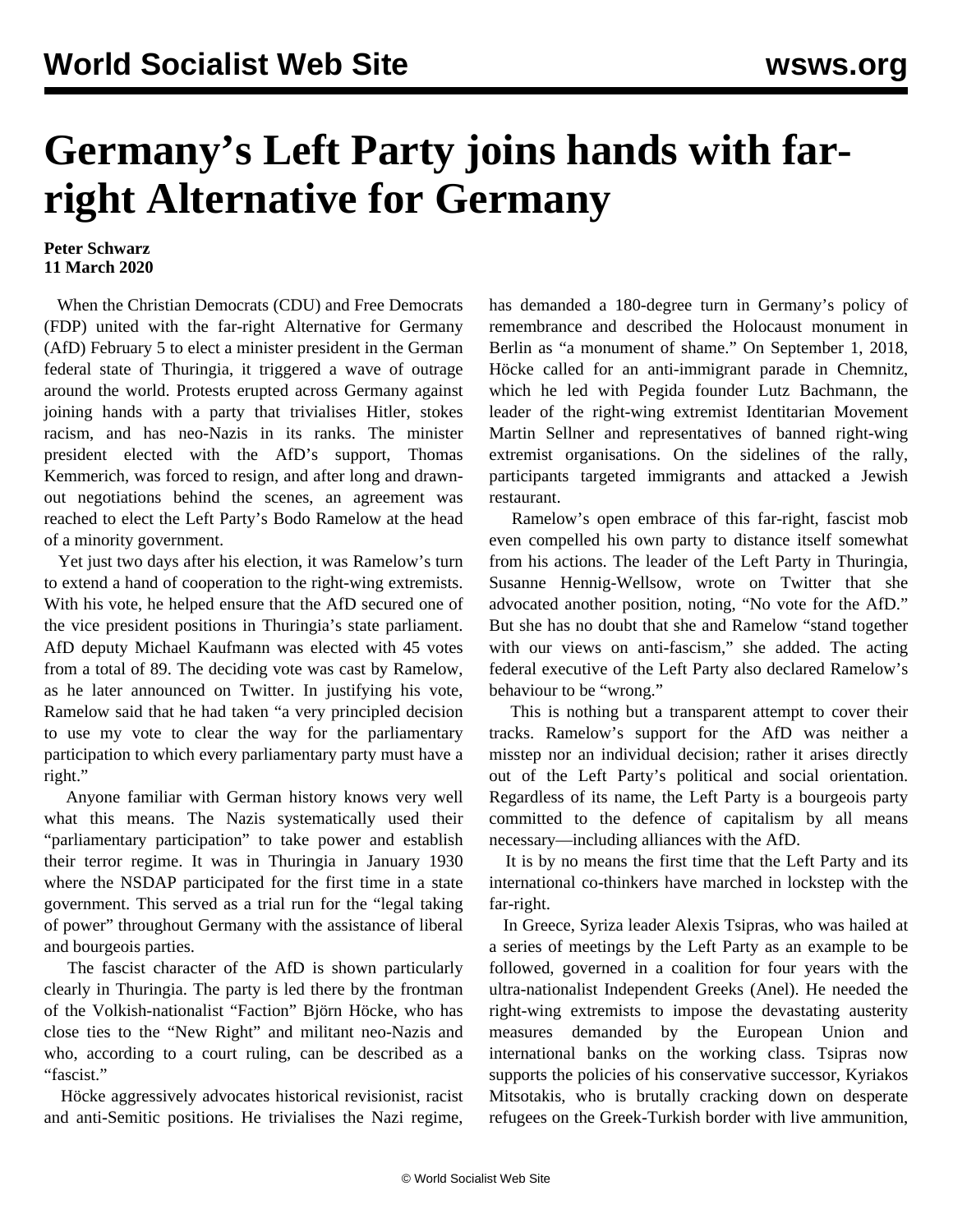# Germany's Left Party joins hands with far-right Alternative for Germany

**Peter Schwarz**
**11 March 2020**

When the Christian Democrats (CDU) and Free Democrats (FDP) united with the far-right Alternative for Germany (AfD) February 5 to elect a minister president in the German federal state of Thuringia, it triggered a wave of outrage around the world. Protests erupted across Germany against joining hands with a party that trivialises Hitler, stokes racism, and has neo-Nazis in its ranks. The minister president elected with the AfD's support, Thomas Kemmerich, was forced to resign, and after long and drawn-out negotiations behind the scenes, an agreement was reached to elect the Left Party's Bodo Ramelow at the head of a minority government.

Yet just two days after his election, it was Ramelow's turn to extend a hand of cooperation to the right-wing extremists. With his vote, he helped ensure that the AfD secured one of the vice president positions in Thuringia's state parliament. AfD deputy Michael Kaufmann was elected with 45 votes from a total of 89. The deciding vote was cast by Ramelow, as he later announced on Twitter. In justifying his vote, Ramelow said that he had taken "a very principled decision to use my vote to clear the way for the parliamentary participation to which every parliamentary party must have a right."

Anyone familiar with German history knows very well what this means. The Nazis systematically used their "parliamentary participation" to take power and establish their terror regime. It was in Thuringia in January 1930 where the NSDAP participated for the first time in a state government. This served as a trial run for the "legal taking of power" throughout Germany with the assistance of liberal and bourgeois parties.

The fascist character of the AfD is shown particularly clearly in Thuringia. The party is led there by the frontman of the Volkish-nationalist "Faction" Björn Höcke, who has close ties to the "New Right" and militant neo-Nazis and who, according to a court ruling, can be described as a "fascist."

Höcke aggressively advocates historical revisionist, racist and anti-Semitic positions. He trivialises the Nazi regime, has demanded a 180-degree turn in Germany's policy of remembrance and described the Holocaust monument in Berlin as "a monument of shame." On September 1, 2018, Höcke called for an anti-immigrant parade in Chemnitz, which he led with Pegida founder Lutz Bachmann, the leader of the right-wing extremist Identitarian Movement Martin Sellner and representatives of banned right-wing extremist organisations. On the sidelines of the rally, participants targeted immigrants and attacked a Jewish restaurant.

Ramelow's open embrace of this far-right, fascist mob even compelled his own party to distance itself somewhat from his actions. The leader of the Left Party in Thuringia, Susanne Hennig-Wellsow, wrote on Twitter that she advocated another position, noting, "No vote for the AfD." But she has no doubt that she and Ramelow "stand together with our views on anti-fascism," she added. The acting federal executive of the Left Party also declared Ramelow's behaviour to be "wrong."

This is nothing but a transparent attempt to cover their tracks. Ramelow's support for the AfD was neither a misstep nor an individual decision; rather it arises directly out of the Left Party's political and social orientation. Regardless of its name, the Left Party is a bourgeois party committed to the defence of capitalism by all means necessary—including alliances with the AfD.

It is by no means the first time that the Left Party and its international co-thinkers have marched in lockstep with the far-right.

In Greece, Syriza leader Alexis Tsipras, who was hailed at a series of meetings by the Left Party as an example to be followed, governed in a coalition for four years with the ultra-nationalist Independent Greeks (Anel). He needed the right-wing extremists to impose the devastating austerity measures demanded by the European Union and international banks on the working class. Tsipras now supports the policies of his conservative successor, Kyriakos Mitsotakis, who is brutally cracking down on desperate refugees on the Greek-Turkish border with live ammunition,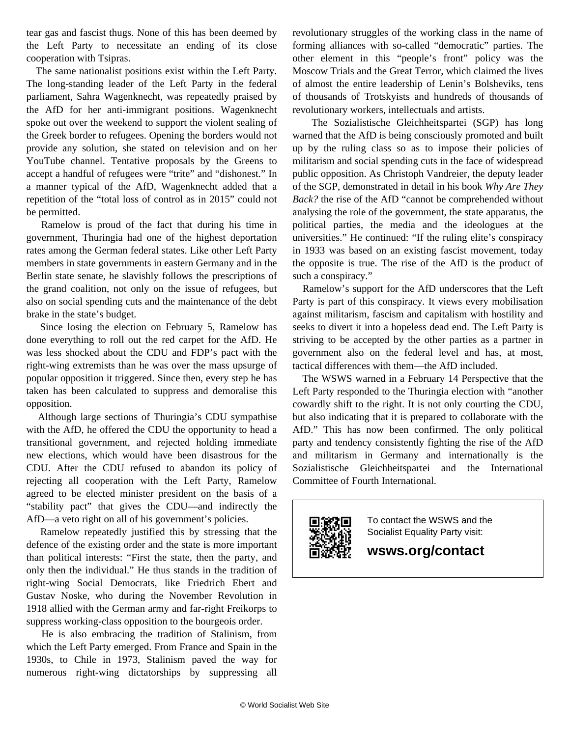tear gas and fascist thugs. None of this has been deemed by the Left Party to necessitate an ending of its close cooperation with Tsipras.

The same nationalist positions exist within the Left Party. The long-standing leader of the Left Party in the federal parliament, Sahra Wagenknecht, was repeatedly praised by the AfD for her anti-immigrant positions. Wagenknecht spoke out over the weekend to support the violent sealing of the Greek border to refugees. Opening the borders would not provide any solution, she stated on television and on her YouTube channel. Tentative proposals by the Greens to accept a handful of refugees were "trite" and "dishonest." In a manner typical of the AfD, Wagenknecht added that a repetition of the "total loss of control as in 2015" could not be permitted.

Ramelow is proud of the fact that during his time in government, Thuringia had one of the highest deportation rates among the German federal states. Like other Left Party members in state governments in eastern Germany and in the Berlin state senate, he slavishly follows the prescriptions of the grand coalition, not only on the issue of refugees, but also on social spending cuts and the maintenance of the debt brake in the state's budget.

Since losing the election on February 5, Ramelow has done everything to roll out the red carpet for the AfD. He was less shocked about the CDU and FDP's pact with the right-wing extremists than he was over the mass upsurge of popular opposition it triggered. Since then, every step he has taken has been calculated to suppress and demoralise this opposition.

Although large sections of Thuringia's CDU sympathise with the AfD, he offered the CDU the opportunity to head a transitional government, and rejected holding immediate new elections, which would have been disastrous for the CDU. After the CDU refused to abandon its policy of rejecting all cooperation with the Left Party, Ramelow agreed to be elected minister president on the basis of a "stability pact" that gives the CDU—and indirectly the AfD—a veto right on all of his government's policies.

Ramelow repeatedly justified this by stressing that the defence of the existing order and the state is more important than political interests: "First the state, then the party, and only then the individual." He thus stands in the tradition of right-wing Social Democrats, like Friedrich Ebert and Gustav Noske, who during the November Revolution in 1918 allied with the German army and far-right Freikorps to suppress working-class opposition to the bourgeois order.

He is also embracing the tradition of Stalinism, from which the Left Party emerged. From France and Spain in the 1930s, to Chile in 1973, Stalinism paved the way for numerous right-wing dictatorships by suppressing all revolutionary struggles of the working class in the name of forming alliances with so-called "democratic" parties. The other element in this "people's front" policy was the Moscow Trials and the Great Terror, which claimed the lives of almost the entire leadership of Lenin's Bolsheviks, tens of thousands of Trotskyists and hundreds of thousands of revolutionary workers, intellectuals and artists.

The Sozialistische Gleichheitspartei (SGP) has long warned that the AfD is being consciously promoted and built up by the ruling class so as to impose their policies of militarism and social spending cuts in the face of widespread public opposition. As Christoph Vandreier, the deputy leader of the SGP, demonstrated in detail in his book *Why Are They Back?* the rise of the AfD "cannot be comprehended without analysing the role of the government, the state apparatus, the political parties, the media and the ideologues at the universities." He continued: "If the ruling elite's conspiracy in 1933 was based on an existing fascist movement, today the opposite is true. The rise of the AfD is the product of such a conspiracy."

Ramelow's support for the AfD underscores that the Left Party is part of this conspiracy. It views every mobilisation against militarism, fascism and capitalism with hostility and seeks to divert it into a hopeless dead end. The Left Party is striving to be accepted by the other parties as a partner in government also on the federal level and has, at most, tactical differences with them—the AfD included.

The WSWS warned in a February 14 Perspective that the Left Party responded to the Thuringia election with "another cowardly shift to the right. It is not only courting the CDU, but also indicating that it is prepared to collaborate with the AfD." This has now been confirmed. The only political party and tendency consistently fighting the rise of the AfD and militarism in Germany and internationally is the Sozialistische Gleichheitspartei and the International Committee of Fourth International.

To contact the WSWS and the Socialist Equality Party visit:

**wsws.org/contact**